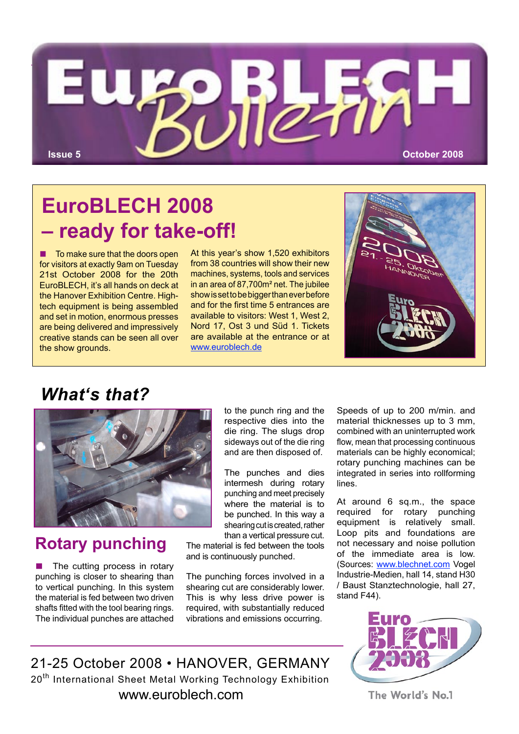# EuroBLECH Bulletin

Issue 5 October 2008

## EuroBLECH 2008 – ready for take-off!

■ To make sure that the doors open for visitors at exactly 9am on Tuesday 21st October 2008 for the 20th EuroBLECH, it's all hands on deck at the Hanover Exhibition Centre. High-tech equipment is being assembled and set in motion, enormous presses are being delivered and impressively creative stands can be seen all over the show grounds.

At this year's show 1,520 exhibitors from 38 countries will show their new machines, systems, tools and services in an area of 87,700m² net. The jubilee show is set to be bigger than ever before and for the first time 5 entrances are available to visitors: West 1, West 2, Nord 17, Ost 3 und Süd 1. Tickets are available at the entrance or at www.euroblech.de

## *What's that?*

## Rotary punching

■ The cutting process in rotary punching is closer to shearing than to vertical punching. In this system the material is fed between two driven shafts fitted with the tool bearing rings. The individual punches are attached to the punch ring and the respective dies into the die ring. The slugs drop sideways out of the die ring and are then disposed of.

The punches and dies intermesh during rotary punching and meet precisely where the material is to be punched. In this way a shearing cut is created, rather than a vertical pressure cut. The material is fed between the tools and is continuously punched.

The punching forces involved in a shearing cut are considerably lower. This is why less drive power is required, with substantially reduced vibrations and emissions occurring.

Speeds of up to 200 m/min. and material thicknesses up to 3 mm, combined with an uninterrupted work flow, mean that processing continuous materials can be highly economical; rotary punching machines can be integrated in series into rollforming lines.

At around 6 sq.m., the space required for rotary punching equipment is relatively small. Loop pits and foundations are not necessary and noise pollution of the immediate area is low. (Sources: www.blechnet.com Vogel Industrie-Medien, hall 14, stand H30 / Baust Stanztechnologie, hall 27, stand F44).

21-25 October 2008 • HANOVER, GERMANY

20th International Sheet Metal Working Technology Exhibition

www.euroblech.com

EuroBLECH 2008 The World's No.1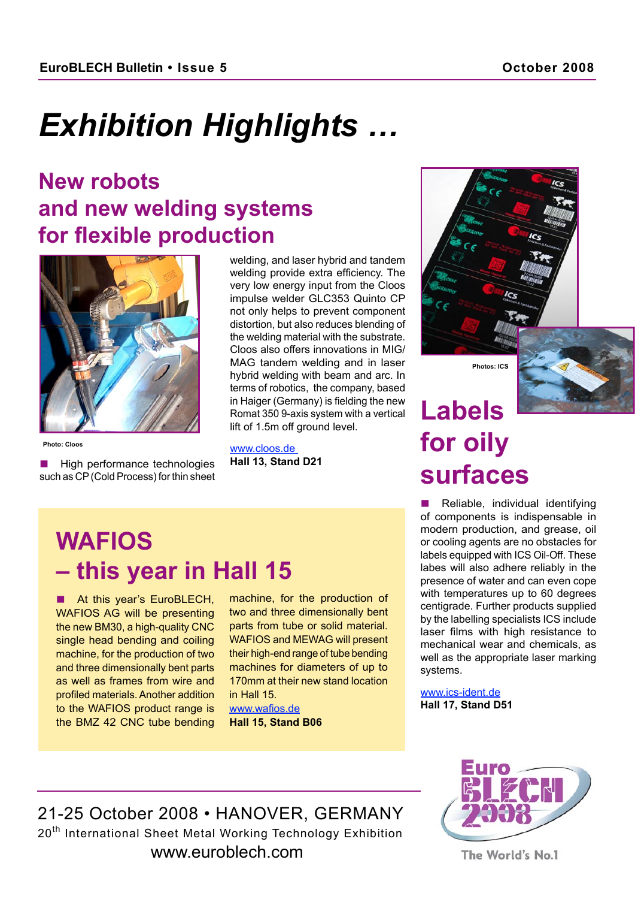# Exhibition Highlights …

## New robots and new welding systems for flexible production

Photo: Cloos

■ High performance technologies such as CP (Cold Process) for thin sheet welding, and laser hybrid and tandem welding provide extra efficiency. The very low energy input from the Cloos impulse welder GLC353 Quinto CP not only helps to prevent component distortion, but also reduces blending of the welding material with the substrate. Cloos also offers innovations in MIG/MAG tandem welding and in laser hybrid welding with beam and arc. In terms of robotics, the company, based in Haiger (Germany) is fielding the new Romat 350 9-axis system with a vertical lift of 1.5m off ground level.

www.cloos.de
**Hall 13, Stand D21**

## WAFIOS – this year in Hall 15

■ At this year's EuroBLECH, WAFIOS AG will be presenting the new BM30, a high-quality CNC single head bending and coiling machine, for the production of two and three dimensionally bent parts as well as frames from wire and profiled materials. Another addition to the WAFIOS product range is the BMZ 42 CNC tube bending machine, for the production of two and three dimensionally bent parts from tube or solid material. WAFIOS and MEWAG will present their high-end range of tube bending machines for diameters of up to 170mm at their new stand location in Hall 15.

www.wafios.de
**Hall 15, Stand B06**

Photos: ICS

## Labels for oily surfaces

■ Reliable, individual identifying of components is indispensable in modern production, and grease, oil or cooling agents are no obstacles for labels equipped with ICS Oil-Off. These labes will also adhere reliably in the presence of water and can even cope with temperatures up to 60 degrees centigrade. Further products supplied by the labelling specialists ICS include laser films with high resistance to mechanical wear and chemicals, as well as the appropriate laser marking systems.

www.ics-ident.de
**Hall 17, Stand D51**

21-25 October 2008 • HANOVER, GERMANY
20th International Sheet Metal Working Technology Exhibition
www.euroblech.com

Euro BLECH 2008
The World's No.1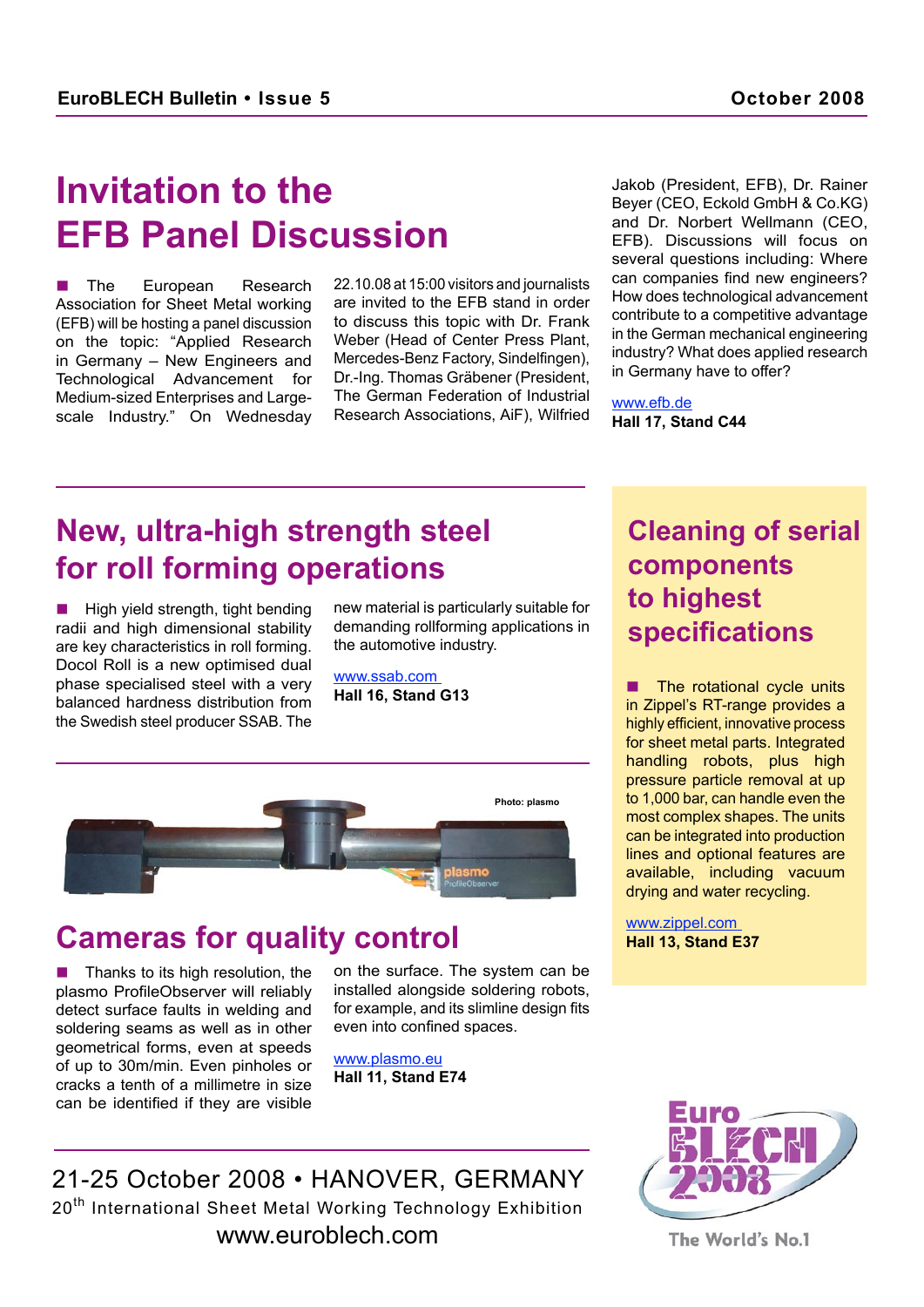# Invitation to the EFB Panel Discussion

■ The European Research Association for Sheet Metal working (EFB) will be hosting a panel discussion on the topic: "Applied Research in Germany – New Engineers and Technological Advancement for Medium-sized Enterprises and Large-scale Industry." On Wednesday 22.10.08 at 15:00 visitors and journalists are invited to the EFB stand in order to discuss this topic with Dr. Frank Weber (Head of Center Press Plant, Mercedes-Benz Factory, Sindelfingen), Dr.-Ing. Thomas Gräbener (President, The German Federation of Industrial Research Associations, AiF), Wilfried Jakob (President, EFB), Dr. Rainer Beyer (CEO, Eckold GmbH & Co.KG) and Dr. Norbert Wellmann (CEO, EFB). Discussions will focus on several questions including: Where can companies find new engineers? How does technological advancement contribute to a competitive advantage in the German mechanical engineering industry? What does applied research in Germany have to offer?

www.efb.de
**Hall 17, Stand C44**

## New, ultra-high strength steel for roll forming operations

■ High yield strength, tight bending radii and high dimensional stability are key characteristics in roll forming. Docol Roll is a new optimised dual phase specialised steel with a very balanced hardness distribution from the Swedish steel producer SSAB. The new material is particularly suitable for demanding rollforming applications in the automotive industry.

www.ssab.com
**Hall 16, Stand G13**

Photo: plasmo

## Cameras for quality control

■ Thanks to its high resolution, the plasmo ProfileObserver will reliably detect surface faults in welding and soldering seams as well as in other geometrical forms, even at speeds of up to 30m/min. Even pinholes or cracks a tenth of a millimetre in size can be identified if they are visible on the surface. The system can be installed alongside soldering robots, for example, and its slimline design fits even into confined spaces.

www.plasmo.eu
**Hall 11, Stand E74**

## Cleaning of serial components to highest specifications

■ The rotational cycle units in Zippel's RT-range provides a highly efficient, innovative process for sheet metal parts. Integrated handling robots, plus high pressure particle removal at up to 1,000 bar, can handle even the most complex shapes. The units can be integrated into production lines and optional features are available, including vacuum drying and water recycling.

www.zippel.com
**Hall 13, Stand E37**

21-25 October 2008 • HANOVER, GERMANY
20th International Sheet Metal Working Technology Exhibition
www.euroblech.com

Euro BLECH 2008
The World's No.1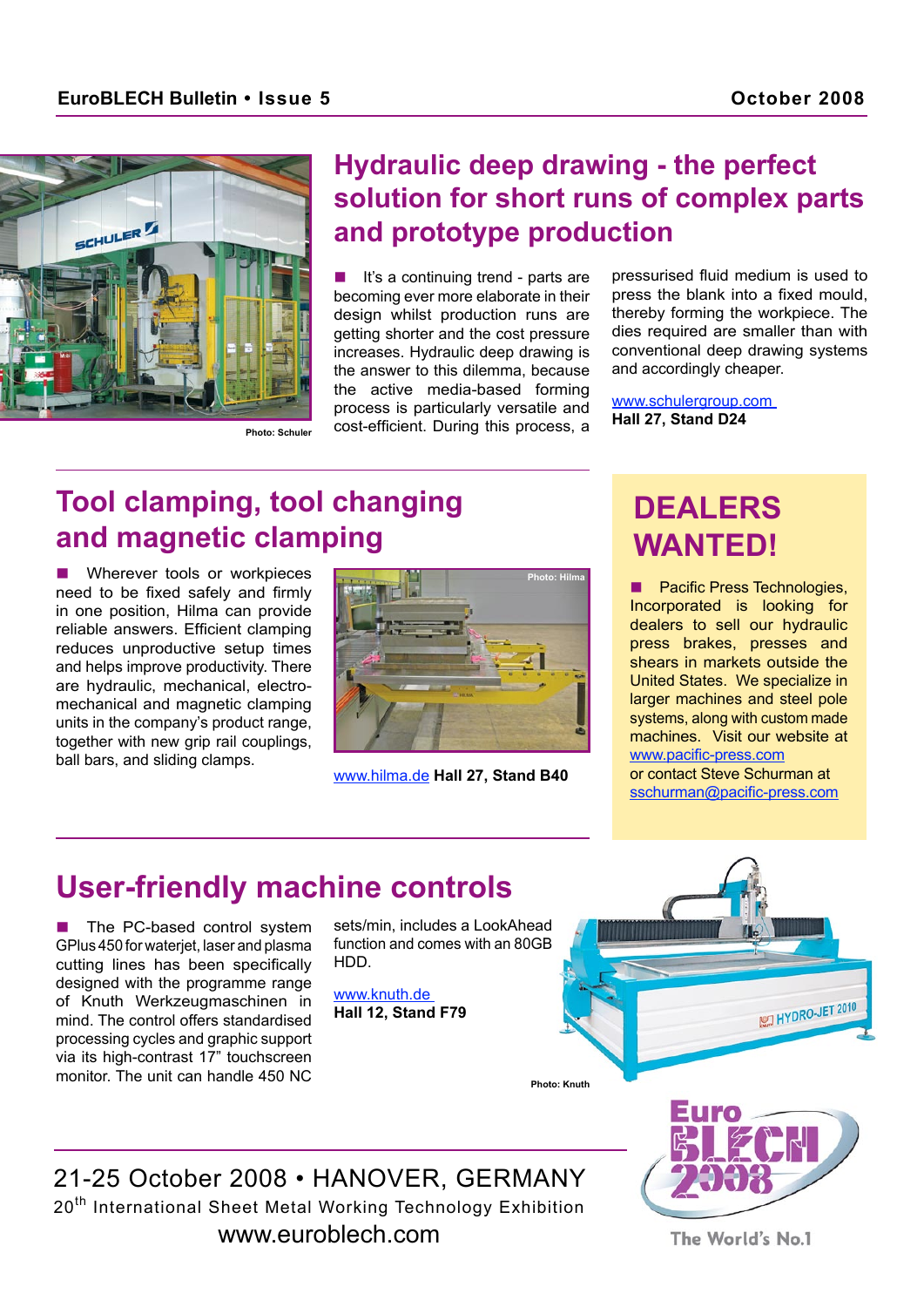## Hydraulic deep drawing - the perfect solution for short runs of complex parts and prototype production

Photo: Schuler

■ It's a continuing trend - parts are becoming ever more elaborate in their design whilst production runs are getting shorter and the cost pressure increases. Hydraulic deep drawing is the answer to this dilemma, because the active media-based forming process is particularly versatile and cost-efficient. During this process, a pressurised fluid medium is used to press the blank into a fixed mould, thereby forming the workpiece. The dies required are smaller than with conventional deep drawing systems and accordingly cheaper.

www.schulergroup.com
**Hall 27, Stand D24**

## Tool clamping, tool changing and magnetic clamping

■ Wherever tools or workpieces need to be fixed safely and firmly in one position, Hilma can provide reliable answers. Efficient clamping reduces unproductive setup times and helps improve productivity. There are hydraulic, mechanical, electro-mechanical and magnetic clamping units in the company's product range, together with new grip rail couplings, ball bars, and sliding clamps.

Photo: Hilma

www.hilma.de **Hall 27, Stand B40**

## DEALERS WANTED!

■ Pacific Press Technologies, Incorporated is looking for dealers to sell our hydraulic press brakes, presses and shears in markets outside the United States. We specialize in larger machines and steel pole systems, along with custom made machines. Visit our website at www.pacific-press.com or contact Steve Schurman at sschurman@pacific-press.com

## User-friendly machine controls

■ The PC-based control system GPlus 450 for waterjet, laser and plasma cutting lines has been specifically designed with the programme range of Knuth Werkzeugmaschinen in mind. The control offers standardised processing cycles and graphic support via its high-contrast 17" touchscreen monitor. The unit can handle 450 NC sets/min, includes a LookAhead function and comes with an 80GB HDD.

www.knuth.de
**Hall 12, Stand F79**

Photo: Knuth

21-25 October 2008 • HANOVER, GERMANY
20th International Sheet Metal Working Technology Exhibition
www.euroblech.com

Euro BLECH 2008
The World's No.1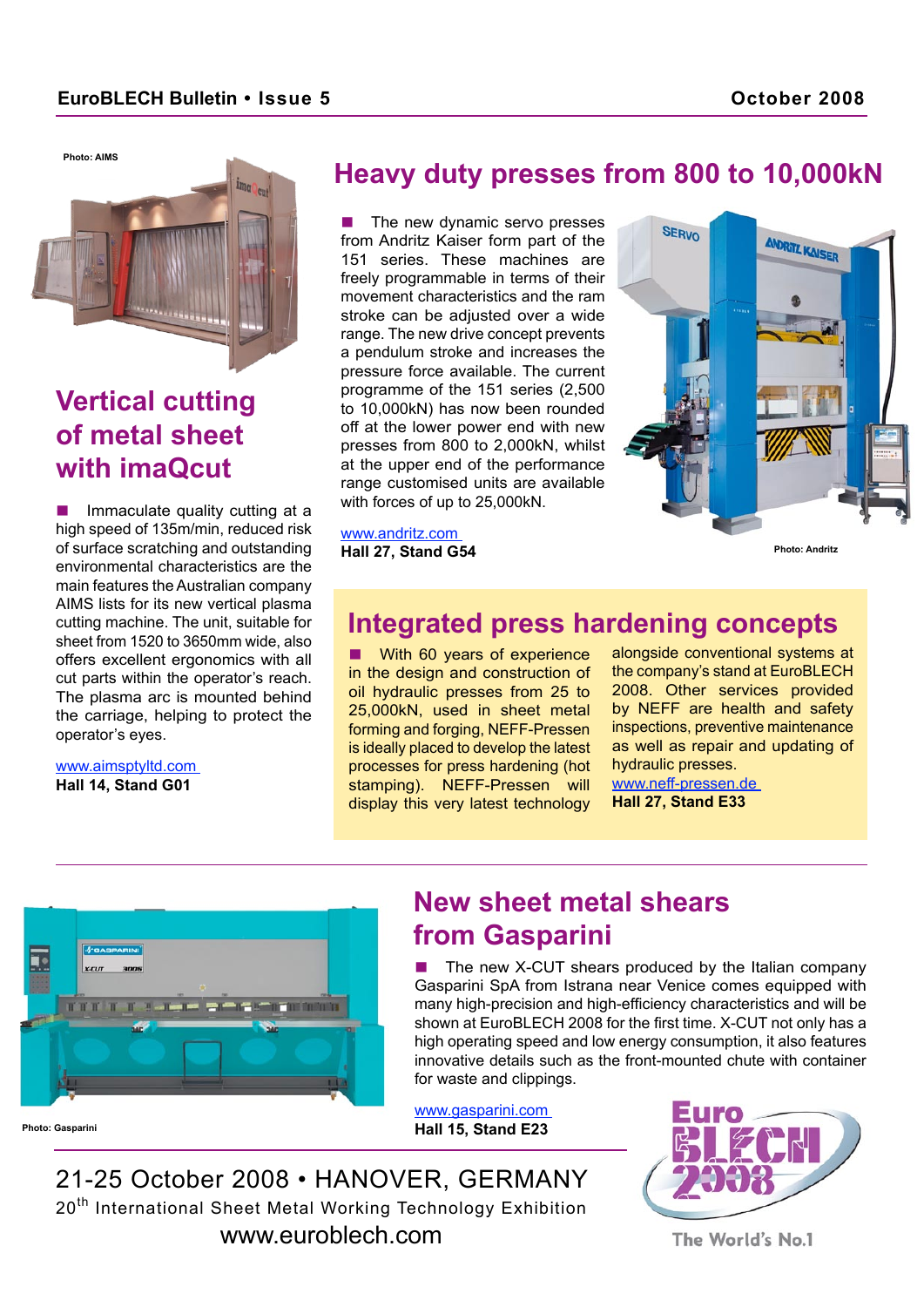Photo: AIMS

## Vertical cutting of metal sheet with imaQcut

■ Immaculate quality cutting at a high speed of 135m/min, reduced risk of surface scratching and outstanding environmental characteristics are the main features the Australian company AIMS lists for its new vertical plasma cutting machine. The unit, suitable for sheet from 1520 to 3650mm wide, also offers excellent ergonomics with all cut parts within the operator's reach. The plasma arc is mounted behind the carriage, helping to protect the operator's eyes.

www.aimsptyltd.com
**Hall 14, Stand G01**

## Heavy duty presses from 800 to 10,000kN

■ The new dynamic servo presses from Andritz Kaiser form part of the 151 series. These machines are freely programmable in terms of their movement characteristics and the ram stroke can be adjusted over a wide range. The new drive concept prevents a pendulum stroke and increases the pressure force available. The current programme of the 151 series (2,500 to 10,000kN) has now been rounded off at the lower power end with new presses from 800 to 2,000kN, whilst at the upper end of the performance range customised units are available with forces of up to 25,000kN.

www.andritz.com
**Hall 27, Stand G54**

Photo: Andritz

## Integrated press hardening concepts

■ With 60 years of experience in the design and construction of oil hydraulic presses from 25 to 25,000kN, used in sheet metal forming and forging, NEFF-Pressen is ideally placed to develop the latest processes for press hardening (hot stamping). NEFF-Pressen will display this very latest technology alongside conventional systems at the company's stand at EuroBLECH 2008. Other services provided by NEFF are health and safety inspections, preventive maintenance as well as repair and updating of hydraulic presses.

www.neff-pressen.de
**Hall 27, Stand E33**

Photo: Gasparini

## New sheet metal shears from Gasparini

■ The new X-CUT shears produced by the Italian company Gasparini SpA from Istrana near Venice comes equipped with many high-precision and high-efficiency characteristics and will be shown at EuroBLECH 2008 for the first time. X-CUT not only has a high operating speed and low energy consumption, it also features innovative details such as the front-mounted chute with container for waste and clippings.

www.gasparini.com
**Hall 15, Stand E23**

21-25 October 2008 • HANOVER, GERMANY
20th International Sheet Metal Working Technology Exhibition
www.euroblech.com

Euro BLECH 2008
The World's No.1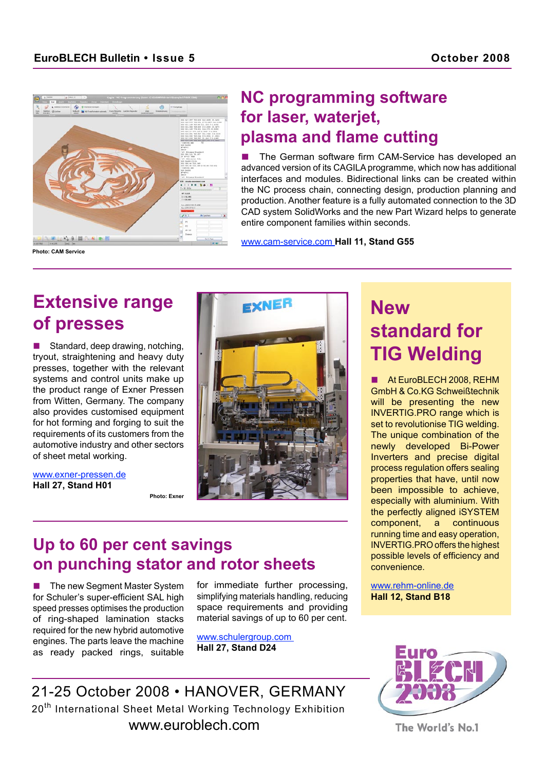## NC programming software for laser, waterjet, plasma and flame cutting

■ The German software firm CAM-Service has developed an advanced version of its CAGILA programme, which now has additional interfaces and modules. Bidirectional links can be created within the NC process chain, connecting design, production planning and production. Another feature is a fully automated connection to the 3D CAD system SolidWorks and the new Part Wizard helps to generate entire component families within seconds.

www.cam-service.com **Hall 11, Stand G55**

Photo: CAM Service

## Extensive range of presses

■ Standard, deep drawing, notching, tryout, straightening and heavy duty presses, together with the relevant systems and control units make up the product range of Exner Pressen from Witten, Germany. The company also provides customised equipment for hot forming and forging to suit the requirements of its customers from the automotive industry and other sectors of sheet metal working.

www.exner-pressen.de
**Hall 27, Stand H01**

Photo: Exner

## Up to 60 per cent savings on punching stator and rotor sheets

■ The new Segment Master System for Schuler's super-efficient SAL high speed presses optimises the production of ring-shaped lamination stacks required for the new hybrid automotive engines. The parts leave the machine as ready packed rings, suitable for immediate further processing, simplifying materials handling, reducing space requirements and providing material savings of up to 60 per cent.

www.schulergroup.com
**Hall 27, Stand D24**

## New standard for TIG Welding

■ At EuroBLECH 2008, REHM GmbH & Co.KG Schweißtechnik will be presenting the new INVERTIG.PRO range which is set to revolutionise TIG welding. The unique combination of the newly developed Bi-Power Inverters and precise digital process regulation offers sealing properties that have, until now been impossible to achieve, especially with aluminium. With the perfectly aligned iSYSTEM component, a continuous running time and easy operation, INVERTIG.PRO offers the highest possible levels of efficiency and convenience.

www.rehm-online.de
**Hall 12, Stand B18**

21-25 October 2008 • HANOVER, GERMANY
20th International Sheet Metal Working Technology Exhibition
www.euroblech.com

Euro BLECH 2008
The World's No.1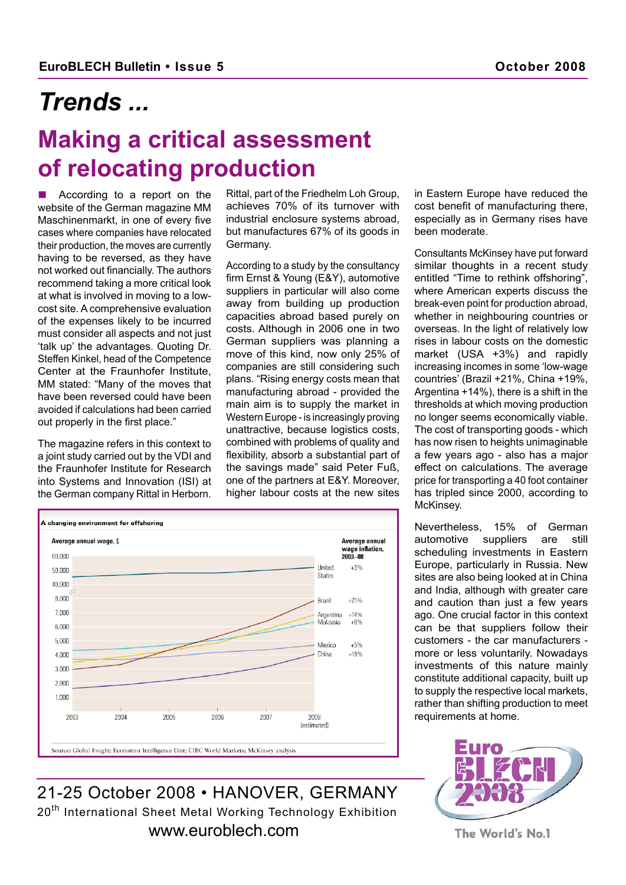# Trends ...

## Making a critical assessment of relocating production

■ According to a report on the website of the German magazine MM Maschinenmarkt, in one of every five cases where companies have relocated their production, the moves are currently having to be reversed, as they have not worked out financially. The authors recommend taking a more critical look at what is involved in moving to a low-cost site. A comprehensive evaluation of the expenses likely to be incurred must consider all aspects and not just 'talk up' the advantages. Quoting Dr. Steffen Kinkel, head of the Competence Center at the Fraunhofer Institute, MM stated: "Many of the moves that have been reversed could have been avoided if calculations had been carried out properly in the first place."

The magazine refers in this context to a joint study carried out by the VDI and the Fraunhofer Institute for Research into Systems and Innovation (ISI) at the German company Rittal in Herborn. Rittal, part of the Friedhelm Loh Group, achieves 70% of its turnover with industrial enclosure systems abroad, but manufactures 67% of its goods in Germany.

According to a study by the consultancy firm Ernst & Young (E&Y), automotive suppliers in particular will also come away from building up production capacities abroad based purely on costs. Although in 2006 one in two German suppliers was planning a move of this kind, now only 25% of companies are still considering such plans. "Rising energy costs mean that manufacturing abroad - provided the main aim is to supply the market in Western Europe - is increasingly proving unattractive, because logistics costs, combined with problems of quality and flexibility, absorb a substantial part of the savings made" said Peter Fuß, one of the partners at E&Y. Moreover, higher labour costs at the new sites in Eastern Europe have reduced the cost benefit of manufacturing there, especially as in Germany rises have been moderate.

Consultants McKinsey have put forward similar thoughts in a recent study entitled "Time to rethink offshoring", where American experts discuss the break-even point for production abroad, whether in neighbouring countries or overseas. In the light of relatively low rises in labour costs on the domestic market (USA +3%) and rapidly increasing incomes in some 'low-wage countries' (Brazil +21%, China +19%, Argentina +14%), there is a shift in the thresholds at which moving production no longer seems economically viable. The cost of transporting goods - which has now risen to heights unimaginable a few years ago - also has a major effect on calculations. The average price for transporting a 40 foot container has tripled since 2000, according to McKinsey.

**A changing environment for offshoring**

Average annual wage, $ (2003–2008 estimated)

| Country | Average annual wage inflation, 2003–08 |
| --- | --- |
| United States | +3% |
| Brazil | +21% |
| Argentina | +14% |
| Malaysia | +8% |
| Mexico | +5% |
| China | +19% |

Source: Global Insight; Economist Intelligence Unit; CIBC World Markets; McKinsey analysis

Nevertheless, 15% of German automotive suppliers are still scheduling investments in Eastern Europe, particularly in Russia. New sites are also being looked at in China and India, although with greater care and caution than just a few years ago. One crucial factor in this context can be that suppliers follow their customers - the car manufacturers - more or less voluntarily. Nowadays investments of this nature mainly constitute additional capacity, built up to supply the respective local markets, rather than shifting production to meet requirements at home.

21-25 October 2008 • HANOVER, GERMANY

20th International Sheet Metal Working Technology Exhibition

www.euroblech.com

Euro BLECH 2008 – The World's No.1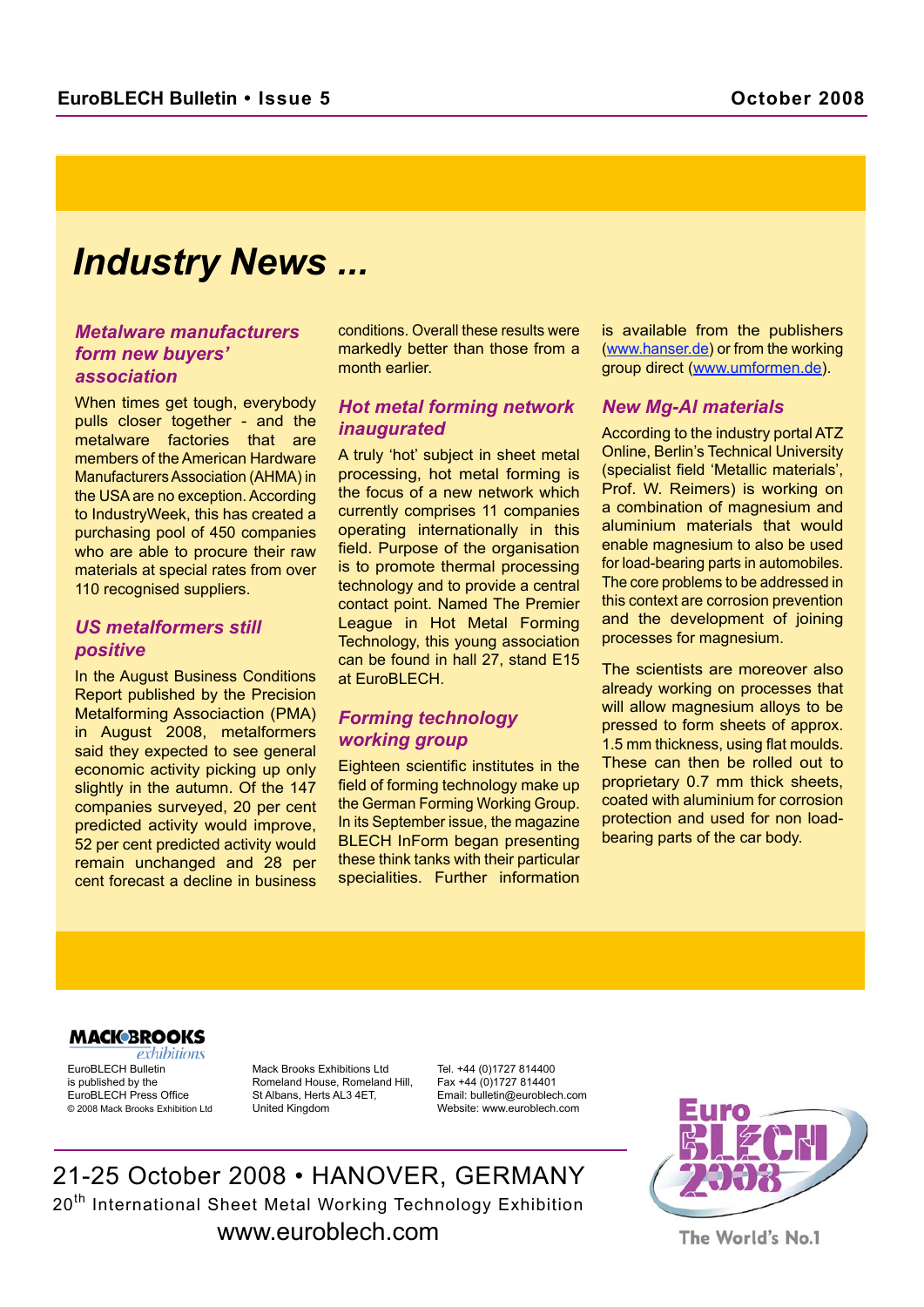# Industry News ...

### *Metalware manufacturers form new buyers' association*

When times get tough, everybody pulls closer together - and the metalware factories that are members of the American Hardware Manufacturers Association (AHMA) in the USA are no exception. According to IndustryWeek, this has created a purchasing pool of 450 companies who are able to procure their raw materials at special rates from over 110 recognised suppliers.

### *US metalformers still positive*

In the August Business Conditions Report published by the Precision Metalforming Association (PMA) in August 2008, metalformers said they expected to see general economic activity picking up only slightly in the autumn. Of the 147 companies surveyed, 20 per cent predicted activity would improve, 52 per cent predicted activity would remain unchanged and 28 per cent forecast a decline in business conditions. Overall these results were markedly better than those from a month earlier.

### *Hot metal forming network inaugurated*

A truly 'hot' subject in sheet metal processing, hot metal forming is the focus of a new network which currently comprises 11 companies operating internationally in this field. Purpose of the organisation is to promote thermal processing technology and to provide a central contact point. Named The Premier League in Hot Metal Forming Technology, this young association can be found in hall 27, stand E15 at EuroBLECH.

### *Forming technology working group*

Eighteen scientific institutes in the field of forming technology make up the German Forming Working Group. In its September issue, the magazine BLECH InForm began presenting these think tanks with their particular specialities. Further information is available from the publishers (www.hanser.de) or from the working group direct (www.umformen.de).

### *New Mg-Al materials*

According to the industry portal ATZ Online, Berlin's Technical University (specialist field 'Metallic materials', Prof. W. Reimers) is working on a combination of magnesium and aluminium materials that would enable magnesium to also be used for load-bearing parts in automobiles. The core problems to be addressed in this context are corrosion prevention and the development of joining processes for magnesium.

The scientists are moreover also already working on processes that will allow magnesium alloys to be pressed to form sheets of approx. 1.5 mm thickness, using flat moulds. These can then be rolled out to proprietary 0.7 mm thick sheets, coated with aluminium for corrosion protection and used for non load-bearing parts of the car body.

MACK BROOKS exhibitions

EuroBLECH Bulletin
is published by the
EuroBLECH Press Office
© 2008 Mack Brooks Exhibition Ltd

Mack Brooks Exhibitions Ltd
Romeland House, Romeland Hill,
St Albans, Herts AL3 4ET,
United Kingdom

Tel. +44 (0)1727 814400
Fax +44 (0)1727 814401
Email: bulletin@euroblech.com
Website: www.euroblech.com

21-25 October 2008 • HANOVER, GERMANY
20th International Sheet Metal Working Technology Exhibition
www.euroblech.com

Euro BLECH 2008
The World's No.1